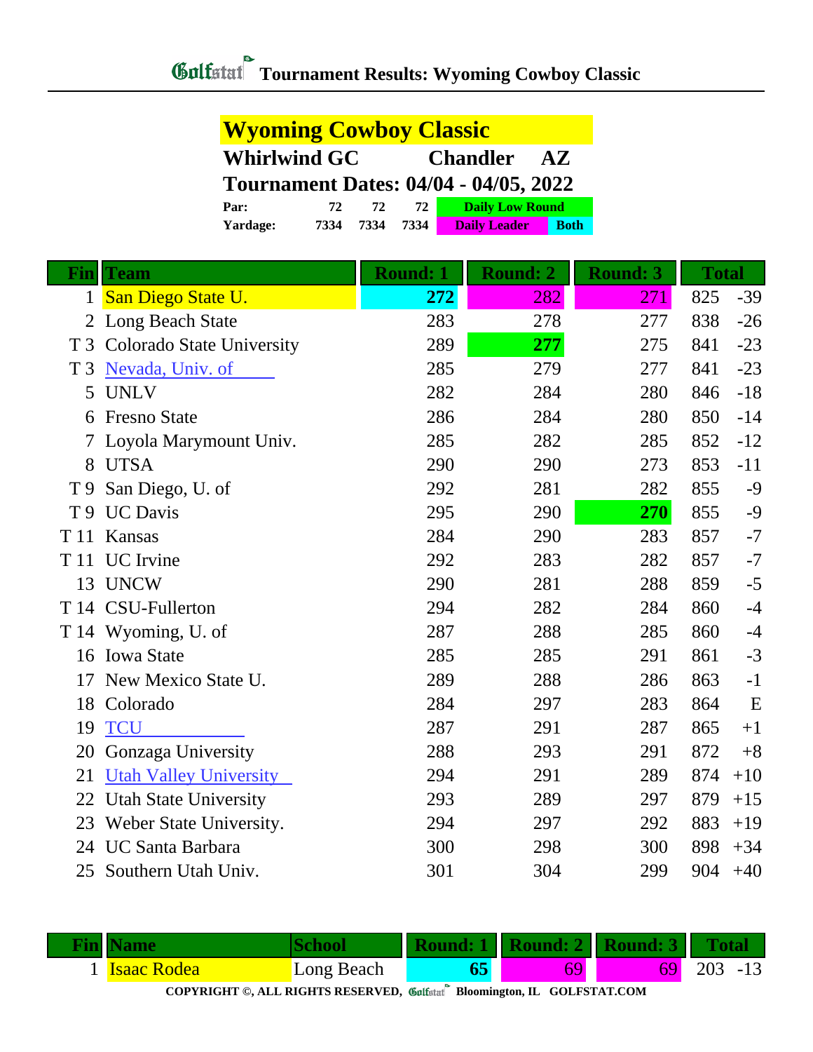# Golfstat Tournament Results: Wyoming Cowboy Classic

## Wyoming Cowboy Classic

**Whirlwind GC** **Chandler AZ**

**Tournament Dates: 04/04 - 04/05, 2022**

| | | | |
|---|---|---|---|
| **Par:** | 72 | 72 | 72 |
| **Yardage:** | 7334 | 7334 | 7334 |

Daily Low Round | Daily Leader | Both

| Fin | Team | Round: 1 | Round: 2 | Round: 3 | Total | |
|---|---|---|---|---|---|---|
| 1 | San Diego State U. | **272** | 282 | 271 | 825 | -39 |
| 2 | Long Beach State | 283 | 278 | 277 | 838 | -26 |
| T 3 | Colorado State University | 289 | **277** | 275 | 841 | -23 |
| T 3 | Nevada, Univ. of | 285 | 279 | 277 | 841 | -23 |
| 5 | UNLV | 282 | 284 | 280 | 846 | -18 |
| 6 | Fresno State | 286 | 284 | 280 | 850 | -14 |
| 7 | Loyola Marymount Univ. | 285 | 282 | 285 | 852 | -12 |
| 8 | UTSA | 290 | 290 | 273 | 853 | -11 |
| T 9 | San Diego, U. of | 292 | 281 | 282 | 855 | -9 |
| T 9 | UC Davis | 295 | 290 | **270** | 855 | -9 |
| T 11 | Kansas | 284 | 290 | 283 | 857 | -7 |
| T 11 | UC Irvine | 292 | 283 | 282 | 857 | -7 |
| 13 | UNCW | 290 | 281 | 288 | 859 | -5 |
| T 14 | CSU-Fullerton | 294 | 282 | 284 | 860 | -4 |
| T 14 | Wyoming, U. of | 287 | 288 | 285 | 860 | -4 |
| 16 | Iowa State | 285 | 285 | 291 | 861 | -3 |
| 17 | New Mexico State U. | 289 | 288 | 286 | 863 | -1 |
| 18 | Colorado | 284 | 297 | 283 | 864 | E |
| 19 | TCU | 287 | 291 | 287 | 865 | +1 |
| 20 | Gonzaga University | 288 | 293 | 291 | 872 | +8 |
| 21 | Utah Valley University | 294 | 291 | 289 | 874 | +10 |
| 22 | Utah State University | 293 | 289 | 297 | 879 | +15 |
| 23 | Weber State University. | 294 | 297 | 292 | 883 | +19 |
| 24 | UC Santa Barbara | 300 | 298 | 300 | 898 | +34 |
| 25 | Southern Utah Univ. | 301 | 304 | 299 | 904 | +40 |

| Fin | Name | School | Round: 1 | Round: 2 | Round: 3 | Total | |
|---|---|---|---|---|---|---|---|
| 1 | Isaac Rodea | Long Beach | **65** | 69 | 69 | 203 | -13 |

COPYRIGHT ©, ALL RIGHTS RESERVED, Golfstat Bloomington, IL GOLFSTAT.COM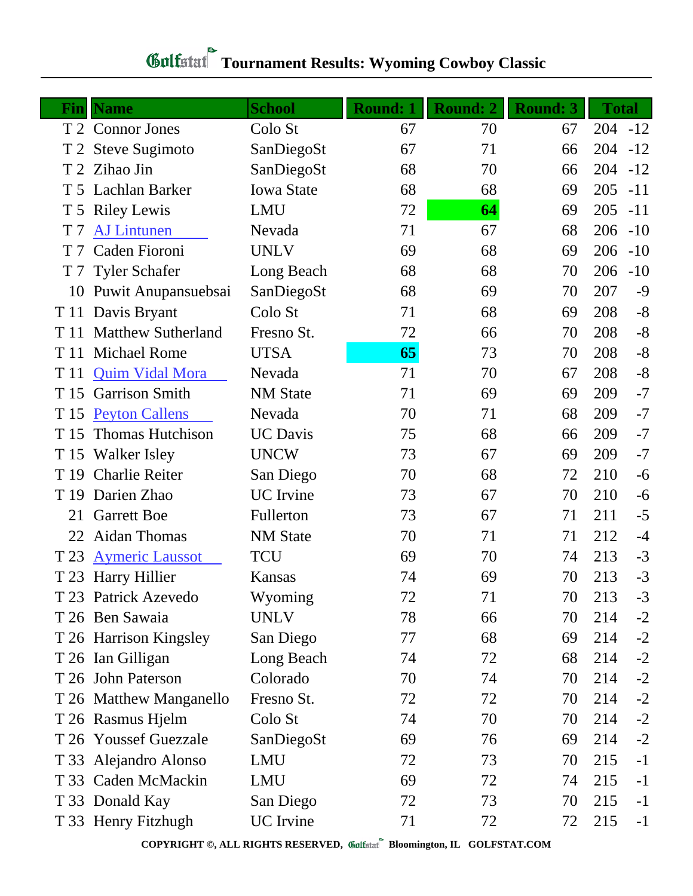# Golfstat Tournament Results: Wyoming Cowboy Classic

| Fin | Name | School | Round: 1 | Round: 2 | Round: 3 | Total | |
|---|---|---|---|---|---|---|---|
| T 2 | Connor Jones | Colo St | 67 | 70 | 67 | 204 | -12 |
| T 2 | Steve Sugimoto | SanDiegoSt | 67 | 71 | 66 | 204 | -12 |
| T 2 | Zihao Jin | SanDiegoSt | 68 | 70 | 66 | 204 | -12 |
| T 5 | Lachlan Barker | Iowa State | 68 | 68 | 69 | 205 | -11 |
| T 5 | Riley Lewis | LMU | 72 | **64** | 69 | 205 | -11 |
| T 7 | AJ Lintunen | Nevada | 71 | 67 | 68 | 206 | -10 |
| T 7 | Caden Fioroni | UNLV | 69 | 68 | 69 | 206 | -10 |
| T 7 | Tyler Schafer | Long Beach | 68 | 68 | 70 | 206 | -10 |
| 10 | Puwit Anupansuebsai | SanDiegoSt | 68 | 69 | 70 | 207 | -9 |
| T 11 | Davis Bryant | Colo St | 71 | 68 | 69 | 208 | -8 |
| T 11 | Matthew Sutherland | Fresno St. | 72 | 66 | 70 | 208 | -8 |
| T 11 | Michael Rome | UTSA | **65** | 73 | 70 | 208 | -8 |
| T 11 | Quim Vidal Mora | Nevada | 71 | 70 | 67 | 208 | -8 |
| T 15 | Garrison Smith | NM State | 71 | 69 | 69 | 209 | -7 |
| T 15 | Peyton Callens | Nevada | 70 | 71 | 68 | 209 | -7 |
| T 15 | Thomas Hutchison | UC Davis | 75 | 68 | 66 | 209 | -7 |
| T 15 | Walker Isley | UNCW | 73 | 67 | 69 | 209 | -7 |
| T 19 | Charlie Reiter | San Diego | 70 | 68 | 72 | 210 | -6 |
| T 19 | Darien Zhao | UC Irvine | 73 | 67 | 70 | 210 | -6 |
| 21 | Garrett Boe | Fullerton | 73 | 67 | 71 | 211 | -5 |
| 22 | Aidan Thomas | NM State | 70 | 71 | 71 | 212 | -4 |
| T 23 | Aymeric Laussot | TCU | 69 | 70 | 74 | 213 | -3 |
| T 23 | Harry Hillier | Kansas | 74 | 69 | 70 | 213 | -3 |
| T 23 | Patrick Azevedo | Wyoming | 72 | 71 | 70 | 213 | -3 |
| T 26 | Ben Sawaia | UNLV | 78 | 66 | 70 | 214 | -2 |
| T 26 | Harrison Kingsley | San Diego | 77 | 68 | 69 | 214 | -2 |
| T 26 | Ian Gilligan | Long Beach | 74 | 72 | 68 | 214 | -2 |
| T 26 | John Paterson | Colorado | 70 | 74 | 70 | 214 | -2 |
| T 26 | Matthew Manganello | Fresno St. | 72 | 72 | 70 | 214 | -2 |
| T 26 | Rasmus Hjelm | Colo St | 74 | 70 | 70 | 214 | -2 |
| T 26 | Youssef Guezzale | SanDiegoSt | 69 | 76 | 69 | 214 | -2 |
| T 33 | Alejandro Alonso | LMU | 72 | 73 | 70 | 215 | -1 |
| T 33 | Caden McMackin | LMU | 69 | 72 | 74 | 215 | -1 |
| T 33 | Donald Kay | San Diego | 72 | 73 | 70 | 215 | -1 |
| T 33 | Henry Fitzhugh | UC Irvine | 71 | 72 | 72 | 215 | -1 |

COPYRIGHT ©, ALL RIGHTS RESERVED, Golfstat Bloomington, IL GOLFSTAT.COM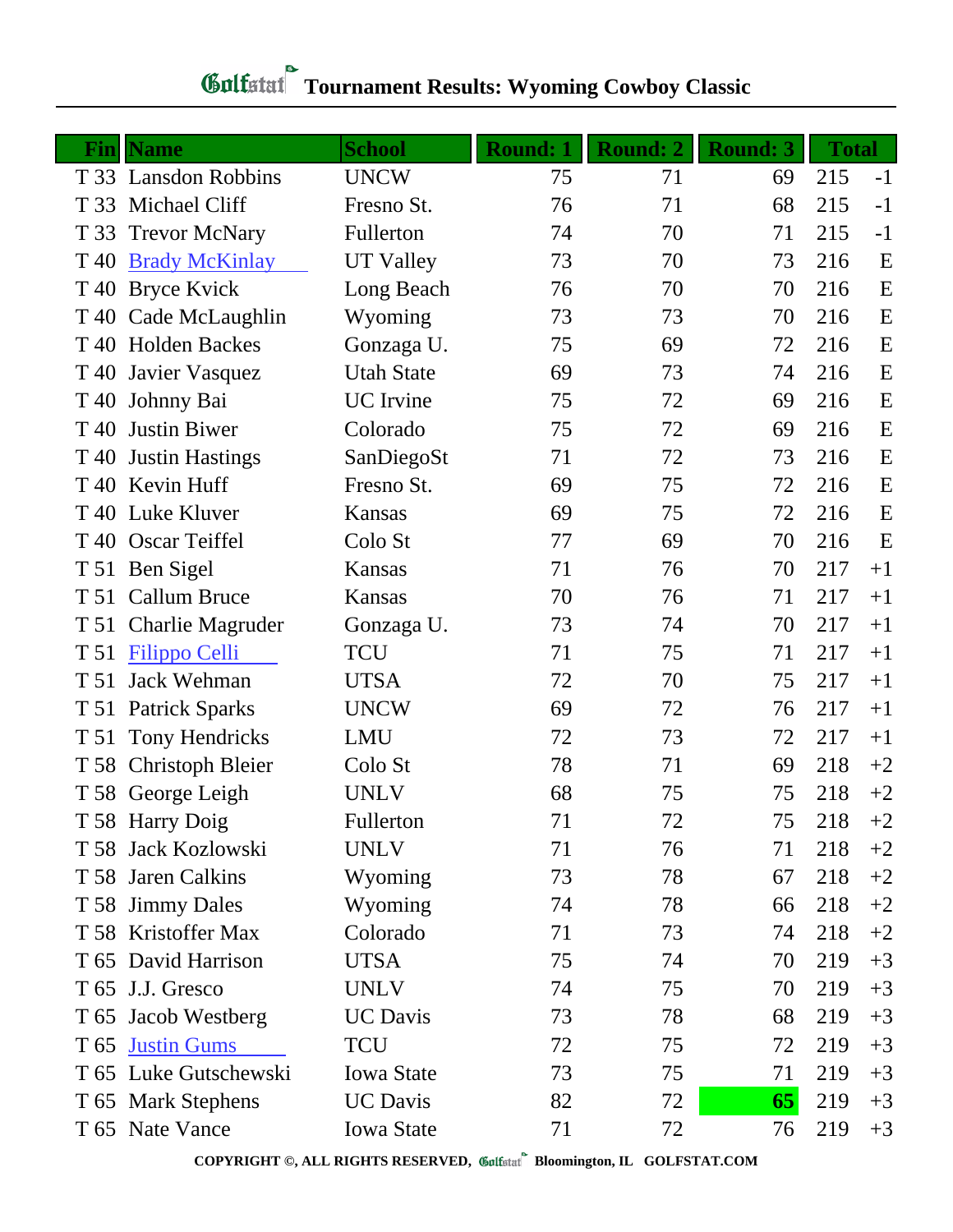# Tournament Results: Wyoming Cowboy Classic

| Fin | Name | School | Round: 1 | Round: 2 | Round: 3 | Total | |
|---|---|---|---|---|---|---|---|
| T 33 | Lansdon Robbins | UNCW | 75 | 71 | 69 | 215 | -1 |
| T 33 | Michael Cliff | Fresno St. | 76 | 71 | 68 | 215 | -1 |
| T 33 | Trevor McNary | Fullerton | 74 | 70 | 71 | 215 | -1 |
| T 40 | Brady McKinlay | UT Valley | 73 | 70 | 73 | 216 | E |
| T 40 | Bryce Kvick | Long Beach | 76 | 70 | 70 | 216 | E |
| T 40 | Cade McLaughlin | Wyoming | 73 | 73 | 70 | 216 | E |
| T 40 | Holden Backes | Gonzaga U. | 75 | 69 | 72 | 216 | E |
| T 40 | Javier Vasquez | Utah State | 69 | 73 | 74 | 216 | E |
| T 40 | Johnny Bai | UC Irvine | 75 | 72 | 69 | 216 | E |
| T 40 | Justin Biwer | Colorado | 75 | 72 | 69 | 216 | E |
| T 40 | Justin Hastings | SanDiegoSt | 71 | 72 | 73 | 216 | E |
| T 40 | Kevin Huff | Fresno St. | 69 | 75 | 72 | 216 | E |
| T 40 | Luke Kluver | Kansas | 69 | 75 | 72 | 216 | E |
| T 40 | Oscar Teiffel | Colo St | 77 | 69 | 70 | 216 | E |
| T 51 | Ben Sigel | Kansas | 71 | 76 | 70 | 217 | +1 |
| T 51 | Callum Bruce | Kansas | 70 | 76 | 71 | 217 | +1 |
| T 51 | Charlie Magruder | Gonzaga U. | 73 | 74 | 70 | 217 | +1 |
| T 51 | Filippo Celli | TCU | 71 | 75 | 71 | 217 | +1 |
| T 51 | Jack Wehman | UTSA | 72 | 70 | 75 | 217 | +1 |
| T 51 | Patrick Sparks | UNCW | 69 | 72 | 76 | 217 | +1 |
| T 51 | Tony Hendricks | LMU | 72 | 73 | 72 | 217 | +1 |
| T 58 | Christoph Bleier | Colo St | 78 | 71 | 69 | 218 | +2 |
| T 58 | George Leigh | UNLV | 68 | 75 | 75 | 218 | +2 |
| T 58 | Harry Doig | Fullerton | 71 | 72 | 75 | 218 | +2 |
| T 58 | Jack Kozlowski | UNLV | 71 | 76 | 71 | 218 | +2 |
| T 58 | Jaren Calkins | Wyoming | 73 | 78 | 67 | 218 | +2 |
| T 58 | Jimmy Dales | Wyoming | 74 | 78 | 66 | 218 | +2 |
| T 58 | Kristoffer Max | Colorado | 71 | 73 | 74 | 218 | +2 |
| T 65 | David Harrison | UTSA | 75 | 74 | 70 | 219 | +3 |
| T 65 | J.J. Gresco | UNLV | 74 | 75 | 70 | 219 | +3 |
| T 65 | Jacob Westberg | UC Davis | 73 | 78 | 68 | 219 | +3 |
| T 65 | Justin Gums | TCU | 72 | 75 | 72 | 219 | +3 |
| T 65 | Luke Gutschewski | Iowa State | 73 | 75 | 71 | 219 | +3 |
| T 65 | Mark Stephens | UC Davis | 82 | 72 | **65** | 219 | +3 |
| T 65 | Nate Vance | Iowa State | 71 | 72 | 76 | 219 | +3 |

COPYRIGHT ©, ALL RIGHTS RESERVED, Golfstat Bloomington, IL GOLFSTAT.COM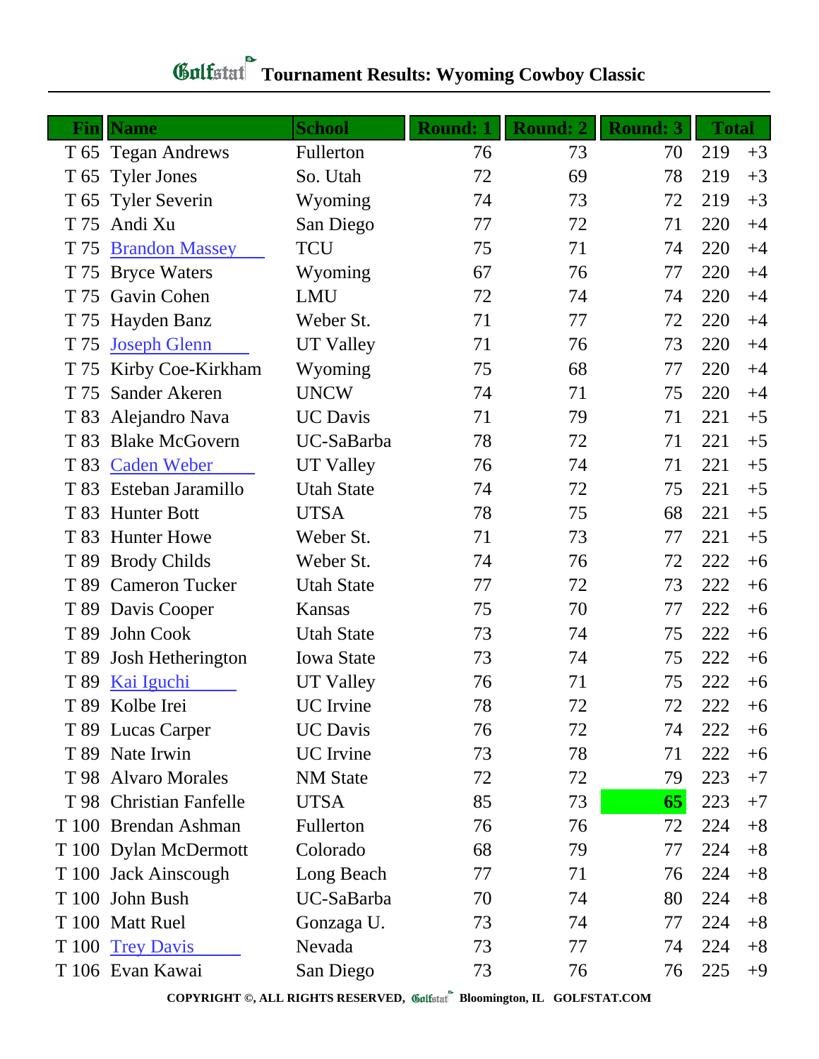# Golfstat Tournament Results: Wyoming Cowboy Classic

| Fin | Name | School | Round: 1 | Round: 2 | Round: 3 | Total | |
|---|---|---|---|---|---|---|---|
| T 65 | Tegan Andrews | Fullerton | 76 | 73 | 70 | 219 | +3 |
| T 65 | Tyler Jones | So. Utah | 72 | 69 | 78 | 219 | +3 |
| T 65 | Tyler Severin | Wyoming | 74 | 73 | 72 | 219 | +3 |
| T 75 | Andi Xu | San Diego | 77 | 72 | 71 | 220 | +4 |
| T 75 | Brandon Massey | TCU | 75 | 71 | 74 | 220 | +4 |
| T 75 | Bryce Waters | Wyoming | 67 | 76 | 77 | 220 | +4 |
| T 75 | Gavin Cohen | LMU | 72 | 74 | 74 | 220 | +4 |
| T 75 | Hayden Banz | Weber St. | 71 | 77 | 72 | 220 | +4 |
| T 75 | Joseph Glenn | UT Valley | 71 | 76 | 73 | 220 | +4 |
| T 75 | Kirby Coe-Kirkham | Wyoming | 75 | 68 | 77 | 220 | +4 |
| T 75 | Sander Akeren | UNCW | 74 | 71 | 75 | 220 | +4 |
| T 83 | Alejandro Nava | UC Davis | 71 | 79 | 71 | 221 | +5 |
| T 83 | Blake McGovern | UC-SaBarba | 78 | 72 | 71 | 221 | +5 |
| T 83 | Caden Weber | UT Valley | 76 | 74 | 71 | 221 | +5 |
| T 83 | Esteban Jaramillo | Utah State | 74 | 72 | 75 | 221 | +5 |
| T 83 | Hunter Bott | UTSA | 78 | 75 | 68 | 221 | +5 |
| T 83 | Hunter Howe | Weber St. | 71 | 73 | 77 | 221 | +5 |
| T 89 | Brody Childs | Weber St. | 74 | 76 | 72 | 222 | +6 |
| T 89 | Cameron Tucker | Utah State | 77 | 72 | 73 | 222 | +6 |
| T 89 | Davis Cooper | Kansas | 75 | 70 | 77 | 222 | +6 |
| T 89 | John Cook | Utah State | 73 | 74 | 75 | 222 | +6 |
| T 89 | Josh Hetherington | Iowa State | 73 | 74 | 75 | 222 | +6 |
| T 89 | Kai Iguchi | UT Valley | 76 | 71 | 75 | 222 | +6 |
| T 89 | Kolbe Irei | UC Irvine | 78 | 72 | 72 | 222 | +6 |
| T 89 | Lucas Carper | UC Davis | 76 | 72 | 74 | 222 | +6 |
| T 89 | Nate Irwin | UC Irvine | 73 | 78 | 71 | 222 | +6 |
| T 98 | Alvaro Morales | NM State | 72 | 72 | 79 | 223 | +7 |
| T 98 | Christian Fanfelle | UTSA | 85 | 73 | **65** | 223 | +7 |
| T 100 | Brendan Ashman | Fullerton | 76 | 76 | 72 | 224 | +8 |
| T 100 | Dylan McDermott | Colorado | 68 | 79 | 77 | 224 | +8 |
| T 100 | Jack Ainscough | Long Beach | 77 | 71 | 76 | 224 | +8 |
| T 100 | John Bush | UC-SaBarba | 70 | 74 | 80 | 224 | +8 |
| T 100 | Matt Ruel | Gonzaga U. | 73 | 74 | 77 | 224 | +8 |
| T 100 | Trey Davis | Nevada | 73 | 77 | 74 | 224 | +8 |
| T 106 | Evan Kawai | San Diego | 73 | 76 | 76 | 225 | +9 |

**COPYRIGHT ©, ALL RIGHTS RESERVED, Golfstat Bloomington, IL GOLFSTAT.COM**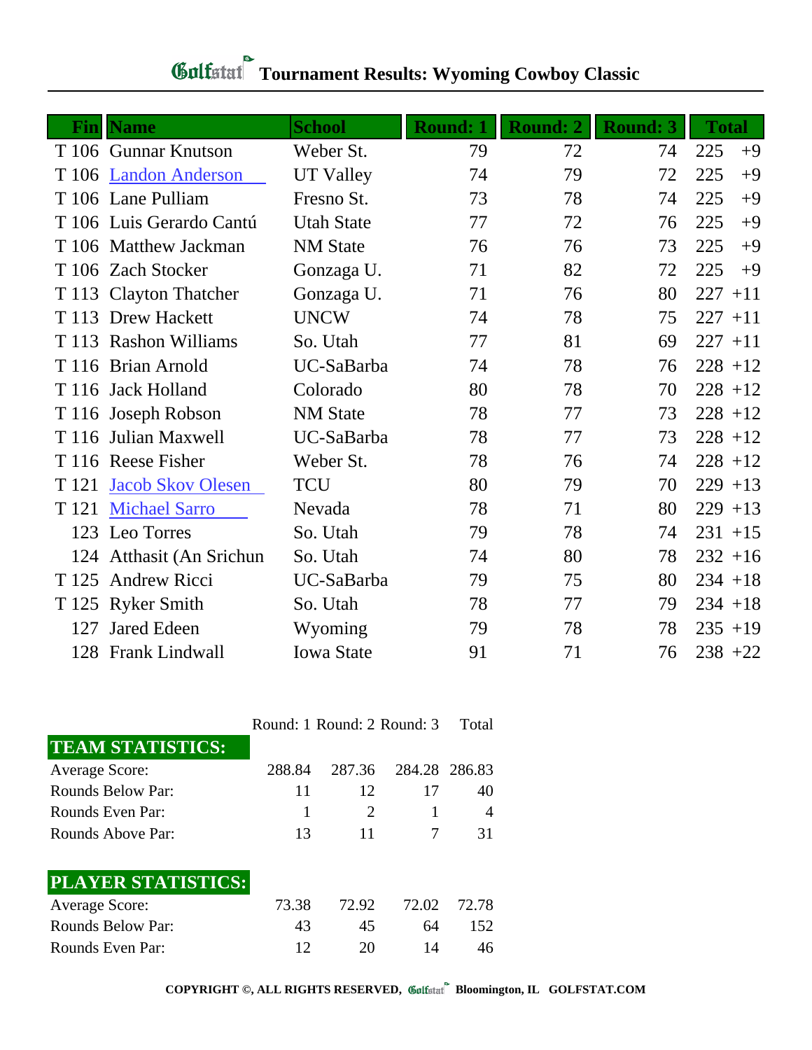# Golfstat Tournament Results: Wyoming Cowboy Classic

| Fin | Name | School | Round: 1 | Round: 2 | Round: 3 | Total | |
|---|---|---|---|---|---|---|---|
| T 106 | Gunnar Knutson | Weber St. | 79 | 72 | 74 | 225 | +9 |
| T 106 | Landon Anderson | UT Valley | 74 | 79 | 72 | 225 | +9 |
| T 106 | Lane Pulliam | Fresno St. | 73 | 78 | 74 | 225 | +9 |
| T 106 | Luis Gerardo Cantú | Utah State | 77 | 72 | 76 | 225 | +9 |
| T 106 | Matthew Jackman | NM State | 76 | 76 | 73 | 225 | +9 |
| T 106 | Zach Stocker | Gonzaga U. | 71 | 82 | 72 | 225 | +9 |
| T 113 | Clayton Thatcher | Gonzaga U. | 71 | 76 | 80 | 227 | +11 |
| T 113 | Drew Hackett | UNCW | 74 | 78 | 75 | 227 | +11 |
| T 113 | Rashon Williams | So. Utah | 77 | 81 | 69 | 227 | +11 |
| T 116 | Brian Arnold | UC-SaBarba | 74 | 78 | 76 | 228 | +12 |
| T 116 | Jack Holland | Colorado | 80 | 78 | 70 | 228 | +12 |
| T 116 | Joseph Robson | NM State | 78 | 77 | 73 | 228 | +12 |
| T 116 | Julian Maxwell | UC-SaBarba | 78 | 77 | 73 | 228 | +12 |
| T 116 | Reese Fisher | Weber St. | 78 | 76 | 74 | 228 | +12 |
| T 121 | Jacob Skov Olesen | TCU | 80 | 79 | 70 | 229 | +13 |
| T 121 | Michael Sarro | Nevada | 78 | 71 | 80 | 229 | +13 |
| 123 | Leo Torres | So. Utah | 79 | 78 | 74 | 231 | +15 |
| 124 | Atthasit (An Srichun | So. Utah | 74 | 80 | 78 | 232 | +16 |
| T 125 | Andrew Ricci | UC-SaBarba | 79 | 75 | 80 | 234 | +18 |
| T 125 | Ryker Smith | So. Utah | 78 | 77 | 79 | 234 | +18 |
| 127 | Jared Edeen | Wyoming | 79 | 78 | 78 | 235 | +19 |
| 128 | Frank Lindwall | Iowa State | 91 | 71 | 76 | 238 | +22 |

| TEAM STATISTICS: | Round: 1 | Round: 2 | Round: 3 | Total |
|---|---|---|---|---|
| Average Score: | 288.84 | 287.36 | 284.28 | 286.83 |
| Rounds Below Par: | 11 | 12 | 17 | 40 |
| Rounds Even Par: | 1 | 2 | 1 | 4 |
| Rounds Above Par: | 13 | 11 | 7 | 31 |

| PLAYER STATISTICS: | Round: 1 | Round: 2 | Round: 3 | Total |
|---|---|---|---|---|
| Average Score: | 73.38 | 72.92 | 72.02 | 72.78 |
| Rounds Below Par: | 43 | 45 | 64 | 152 |
| Rounds Even Par: | 12 | 20 | 14 | 46 |

COPYRIGHT ©, ALL RIGHTS RESERVED, Golfstat Bloomington, IL GOLFSTAT.COM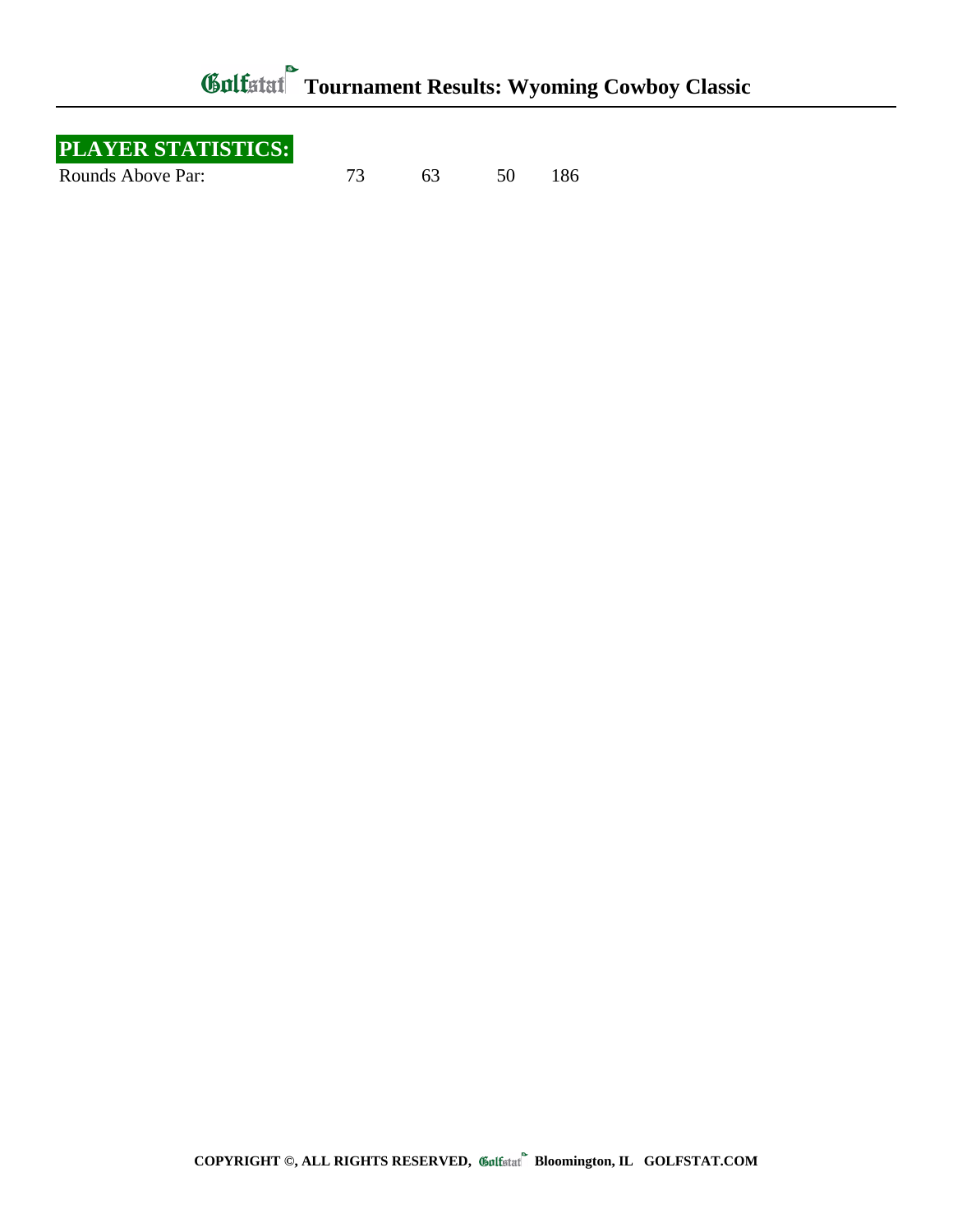# Golfstat Tournament Results: Wyoming Cowboy Classic

## PLAYER STATISTICS:

| | | | | |
|---|---|---|---|---|
| Rounds Above Par: | 73 | 63 | 50 | 186 |

**COPYRIGHT ©, ALL RIGHTS RESERVED, Golfstat Bloomington, IL GOLFSTAT.COM**